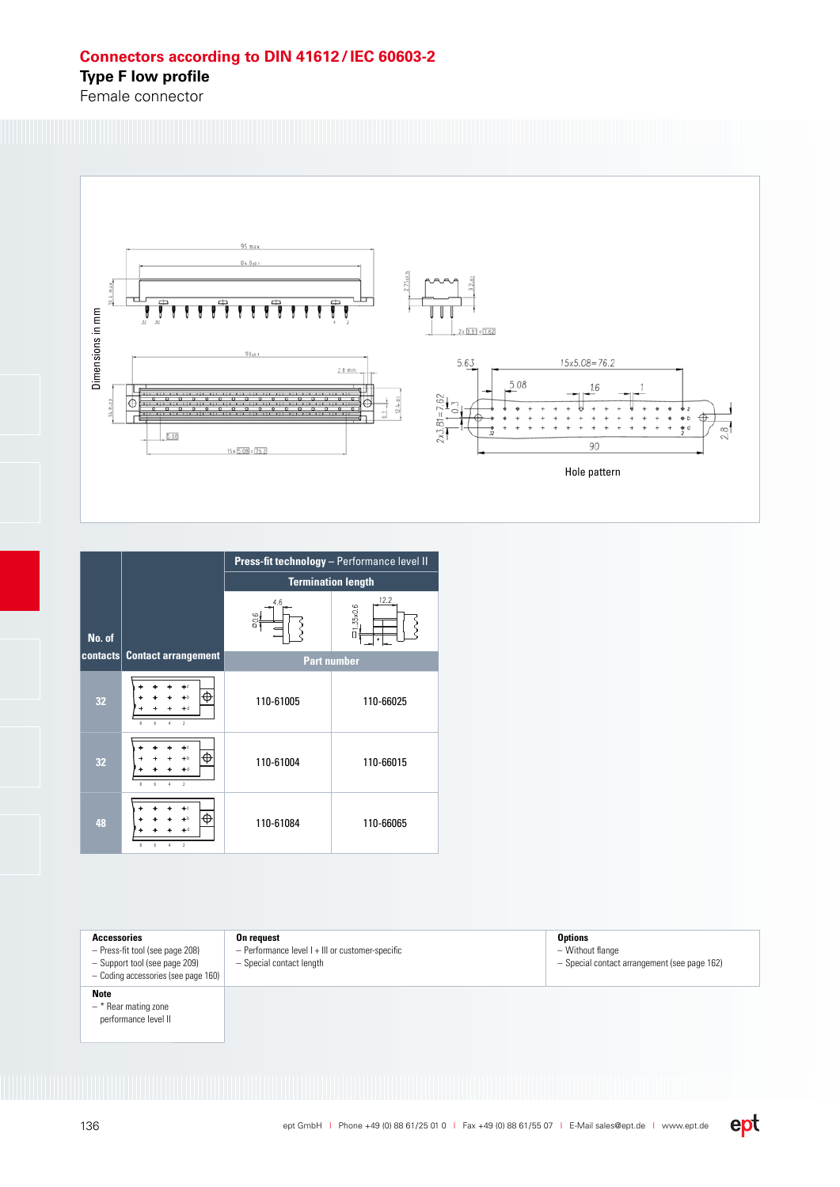# Connectors according to DIN 41612 / IEC 60603-2

## Type F low profile

Female connector

Dimensions in mm

Hole pattern

| No. of contacts | Contact arrangement | Press-fit technology – Performance level II | |
|---|---|---|---|
| | | Termination length | |
| | | 4.6 | 12.2 |
| | | Part number | |
| 32 | | 110-61005 | 110-66025 |
| 32 | | 110-61004 | 110-66015 |
| 48 | | 110-61084 | 110-66065 |

**Accessories**
- Press-fit tool (see page 208)
- Support tool (see page 209)
- Coding accessories (see page 160)

**On request**
- Performance level I + III or customer-specific
- Special contact length

**Options**
- Without flange
- Special contact arrangement (see page 162)

**Note**
- * Rear mating zone performance level II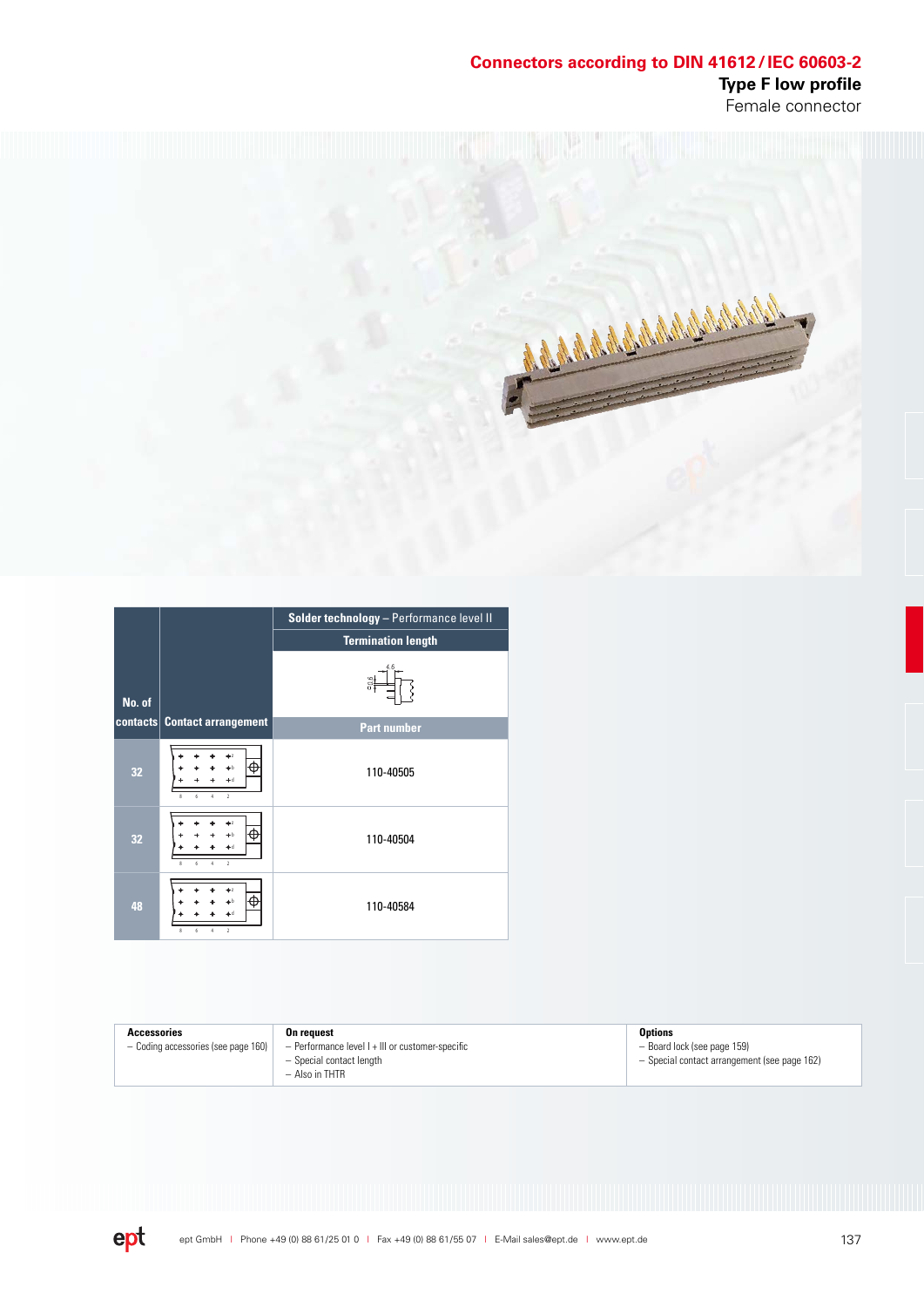# Connectors according to DIN 41612 / IEC 60603-2

## Type F low profile

Female connector

| No. of contacts | Contact arrangement | Solder technology – Performance level II<br>Termination length<br>Part number |
|---|---|---|
| 32 | | 110-40505 |
| 32 | | 110-40504 |
| 48 | | 110-40584 |

| Accessories | On request | Options |
|---|---|---|
| – Coding accessories (see page 160) | – Performance level I + III or customer-specific<br>– Special contact length<br>– Also in THTR | – Board lock (see page 159)<br>– Special contact arrangement (see page 162) |

ept GmbH | Phone +49 (0) 88 61/25 01 0 | Fax +49 (0) 88 61/55 07 | E-Mail sales@ept.de | www.ept.de